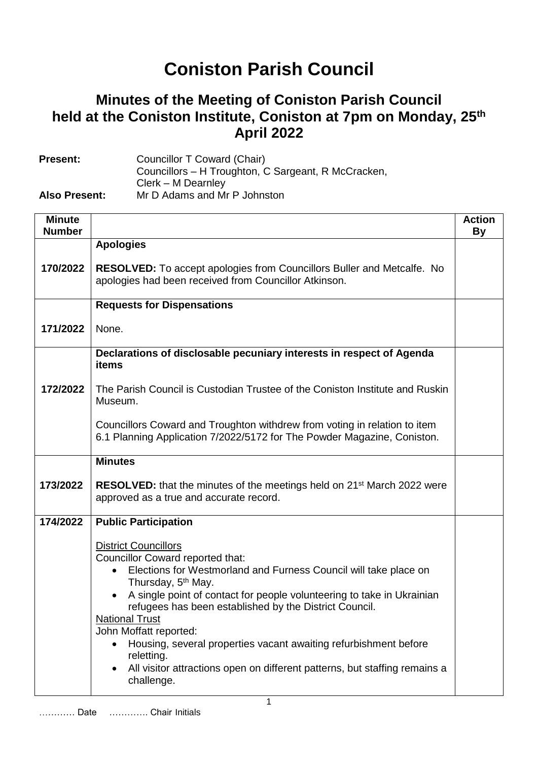# Coniston Parish Council

## Minutes of the Meeting of Coniston Parish Council held at the Coniston Institute, Coniston at 7pm on Monday, 25th April 2022

**Present:** Councillor T Coward (Chair)
Councillors – H Troughton, C Sargeant, R McCracken,
Clerk – M Dearnley

**Also Present:** Mr D Adams and Mr P Johnston

| Minute Number | | Action By |
|---|---|---|
| 170/2022 | **Apologies**<br><br>**RESOLVED:** To accept apologies from Councillors Buller and Metcalfe. No apologies had been received from Councillor Atkinson. | |
| 171/2022 | **Requests for Dispensations**<br><br>None. | |
| 172/2022 | **Declarations of disclosable pecuniary interests in respect of Agenda items**<br><br>The Parish Council is Custodian Trustee of the Coniston Institute and Ruskin Museum.<br><br>Councillors Coward and Troughton withdrew from voting in relation to item 6.1 Planning Application 7/2022/5172 for The Powder Magazine, Coniston. | |
| 173/2022 | **Minutes**<br><br>**RESOLVED:** that the minutes of the meetings held on 21st March 2022 were approved as a true and accurate record. | |
| 174/2022 | **Public Participation**<br><br>District Councillors<br>Councillor Coward reported that:<br>• Elections for Westmorland and Furness Council will take place on Thursday, 5th May.<br>• A single point of contact for people volunteering to take in Ukrainian refugees has been established by the District Council.<br>National Trust<br>John Moffatt reported:<br>• Housing, several properties vacant awaiting refurbishment before reletting.<br>• All visitor attractions open on different patterns, but staffing remains a challenge. | |

………… Date ………….. Chair Initials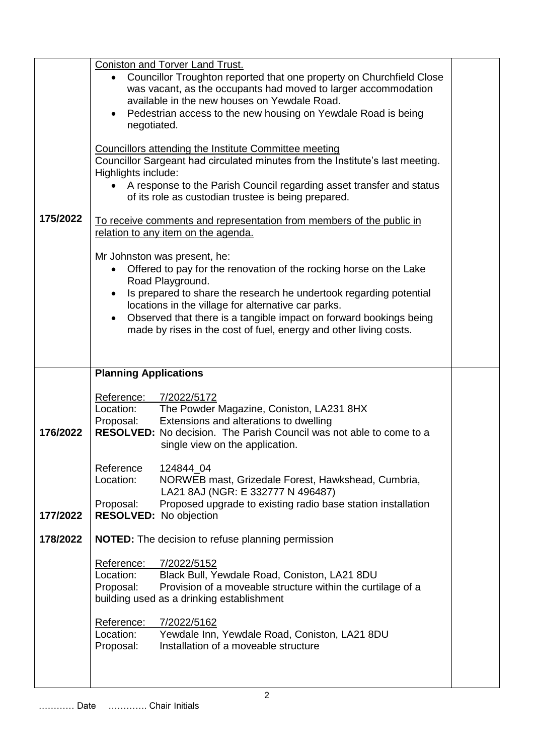| | | |
|---|---|---|
| | <u>Coniston and Torver Land Trust.</u><br>• Councillor Troughton reported that one property on Churchfield Close was vacant, as the occupants had moved to larger accommodation available in the new houses on Yewdale Road.<br>• Pedestrian access to the new housing on Yewdale Road is being negotiated.<br><br><u>Councillors attending the Institute Committee meeting</u><br>Councillor Sargeant had circulated minutes from the Institute's last meeting. Highlights include:<br>• A response to the Parish Council regarding asset transfer and status of its role as custodian trustee is being prepared. | |
| **175/2022** | <u>To receive comments and representation from members of the public in relation to any item on the agenda.</u><br><br>Mr Johnston was present, he:<br>• Offered to pay for the renovation of the rocking horse on the Lake Road Playground.<br>• Is prepared to share the research he undertook regarding potential locations in the village for alternative car parks.<br>• Observed that there is a tangible impact on forward bookings being made by rises in the cost of fuel, energy and other living costs. | |
| | **Planning Applications** | |
| **176/2022** | <u>Reference:</u> <u>7/2022/5172</u><br>Location: The Powder Magazine, Coniston, LA231 8HX<br>Proposal: Extensions and alterations to dwelling<br>**RESOLVED:** No decision. The Parish Council was not able to come to a single view on the application. | |
| **177/2022** | Reference 124844_04<br>Location: NORWEB mast, Grizedale Forest, Hawkshead, Cumbria, LA21 8AJ (NGR: E 332777 N 496487)<br>Proposal: Proposed upgrade to existing radio base station installation<br>**RESOLVED:** No objection | |
| **178/2022** | **NOTED:** The decision to refuse planning permission<br><br><u>Reference:</u> <u>7/2022/5152</u><br>Location: Black Bull, Yewdale Road, Coniston, LA21 8DU<br>Proposal: Provision of a moveable structure within the curtilage of a building used as a drinking establishment<br><br><u>Reference:</u> <u>7/2022/5162</u><br>Location: Yewdale Inn, Yewdale Road, Coniston, LA21 8DU<br>Proposal: Installation of a moveable structure | |

………… Date …………. Chair Initials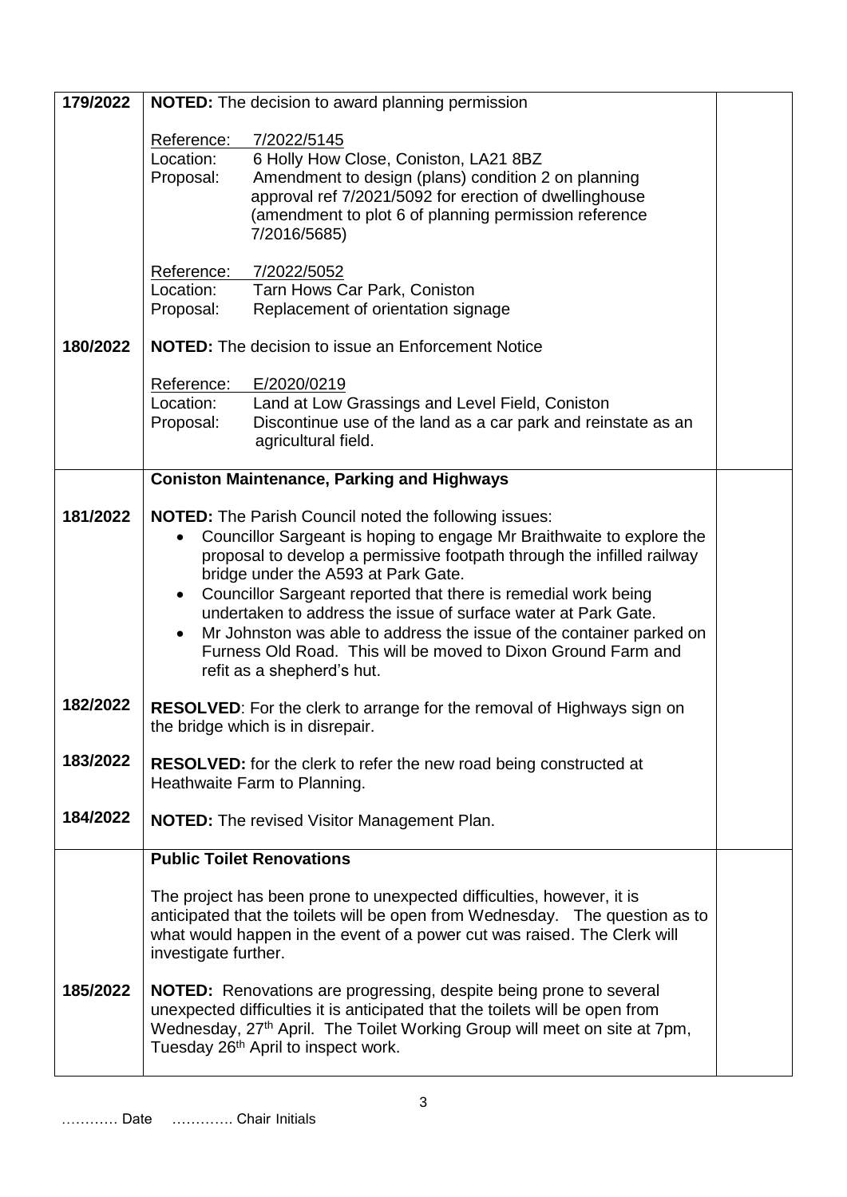| | | |
|---|---|---|
| 179/2022 | **NOTED:** The decision to award planning permission<br><br>Reference: 7/2022/5145<br>Location: 6 Holly How Close, Coniston, LA21 8BZ<br>Proposal: Amendment to design (plans) condition 2 on planning approval ref 7/2021/5092 for erection of dwellinghouse (amendment to plot 6 of planning permission reference 7/2016/5685)<br><br>Reference: 7/2022/5052<br>Location: Tarn Hows Car Park, Coniston<br>Proposal: Replacement of orientation signage | |
| 180/2022 | **NOTED:** The decision to issue an Enforcement Notice<br><br>Reference: E/2020/0219<br>Location: Land at Low Grassings and Level Field, Coniston<br>Proposal: Discontinue use of the land as a car park and reinstate as an agricultural field. | |
| | **Coniston Maintenance, Parking and Highways** | |
| 181/2022 | **NOTED:** The Parish Council noted the following issues:<br>• Councillor Sargeant is hoping to engage Mr Braithwaite to explore the proposal to develop a permissive footpath through the infilled railway bridge under the A593 at Park Gate.<br>• Councillor Sargeant reported that there is remedial work being undertaken to address the issue of surface water at Park Gate.<br>• Mr Johnston was able to address the issue of the container parked on Furness Old Road. This will be moved to Dixon Ground Farm and refit as a shepherd's hut. | |
| 182/2022 | **RESOLVED**: For the clerk to arrange for the removal of Highways sign on the bridge which is in disrepair. | |
| 183/2022 | **RESOLVED:** for the clerk to refer the new road being constructed at Heathwaite Farm to Planning. | |
| 184/2022 | **NOTED:** The revised Visitor Management Plan. | |
| | **Public Toilet Renovations**<br><br>The project has been prone to unexpected difficulties, however, it is anticipated that the toilets will be open from Wednesday. The question as to what would happen in the event of a power cut was raised. The Clerk will investigate further. | |
| 185/2022 | **NOTED:** Renovations are progressing, despite being prone to several unexpected difficulties it is anticipated that the toilets will be open from Wednesday, 27th April. The Toilet Working Group will meet on site at 7pm, Tuesday 26th April to inspect work. | |

………… Date ………….. Chair Initials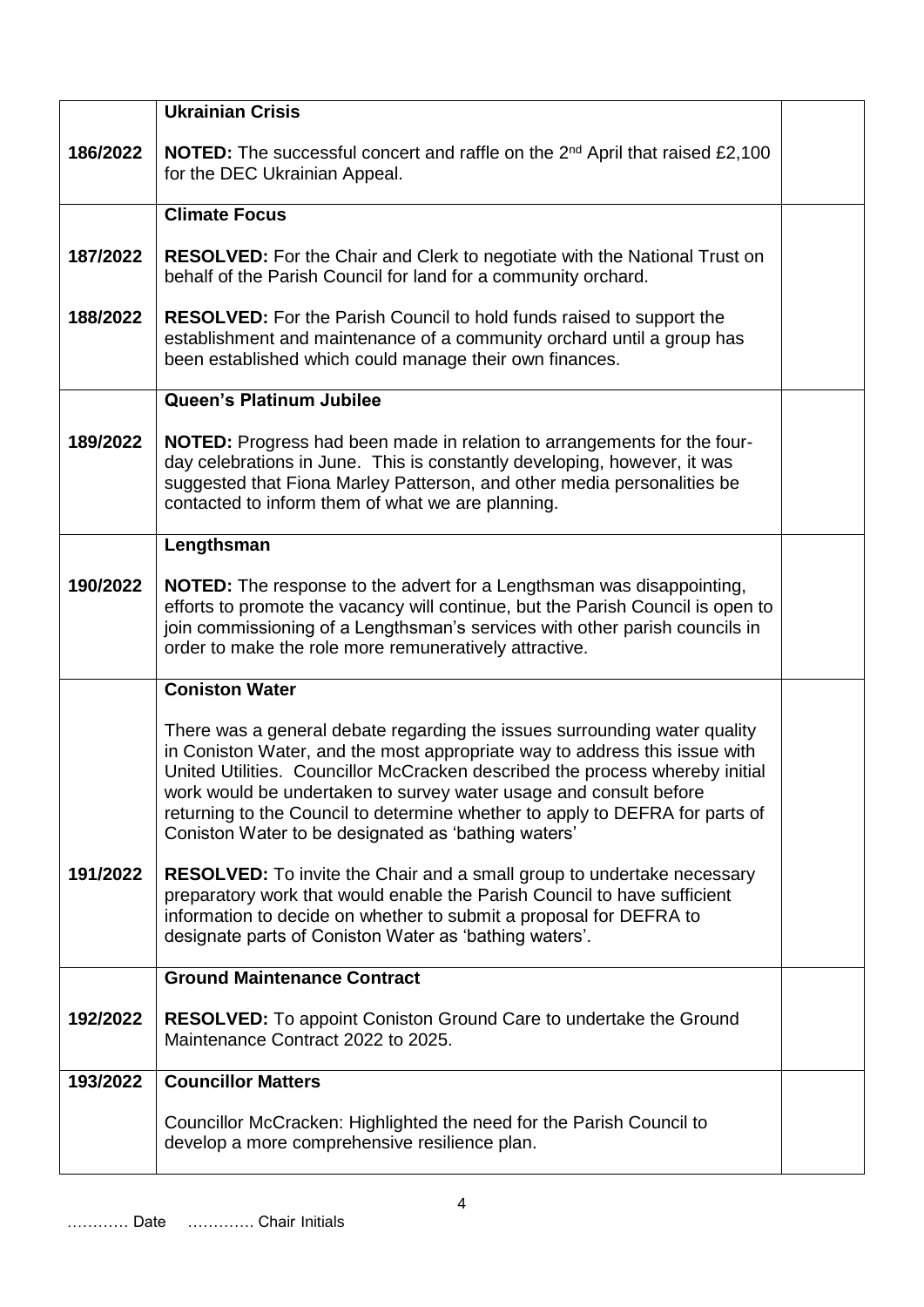| | | |
|---|---|---|
| | **Ukrainian Crisis** | |
| 186/2022 | **NOTED:** The successful concert and raffle on the 2nd April that raised £2,100 for the DEC Ukrainian Appeal. | |
| | **Climate Focus** | |
| 187/2022 | **RESOLVED:** For the Chair and Clerk to negotiate with the National Trust on behalf of the Parish Council for land for a community orchard. | |
| 188/2022 | **RESOLVED:** For the Parish Council to hold funds raised to support the establishment and maintenance of a community orchard until a group has been established which could manage their own finances. | |
| | **Queen's Platinum Jubilee** | |
| 189/2022 | **NOTED:** Progress had been made in relation to arrangements for the four-day celebrations in June. This is constantly developing, however, it was suggested that Fiona Marley Patterson, and other media personalities be contacted to inform them of what we are planning. | |
| | **Lengthsman** | |
| 190/2022 | **NOTED:** The response to the advert for a Lengthsman was disappointing, efforts to promote the vacancy will continue, but the Parish Council is open to join commissioning of a Lengthsman's services with other parish councils in order to make the role more remuneratively attractive. | |
| | **Coniston Water** | |
| | There was a general debate regarding the issues surrounding water quality in Coniston Water, and the most appropriate way to address this issue with United Utilities. Councillor McCracken described the process whereby initial work would be undertaken to survey water usage and consult before returning to the Council to determine whether to apply to DEFRA for parts of Coniston Water to be designated as 'bathing waters' | |
| 191/2022 | **RESOLVED:** To invite the Chair and a small group to undertake necessary preparatory work that would enable the Parish Council to have sufficient information to decide on whether to submit a proposal for DEFRA to designate parts of Coniston Water as 'bathing waters'. | |
| | **Ground Maintenance Contract** | |
| 192/2022 | **RESOLVED:** To appoint Coniston Ground Care to undertake the Ground Maintenance Contract 2022 to 2025. | |
| 193/2022 | **Councillor Matters** | |
| | Councillor McCracken: Highlighted the need for the Parish Council to develop a more comprehensive resilience plan. | |

………… Date …………. Chair Initials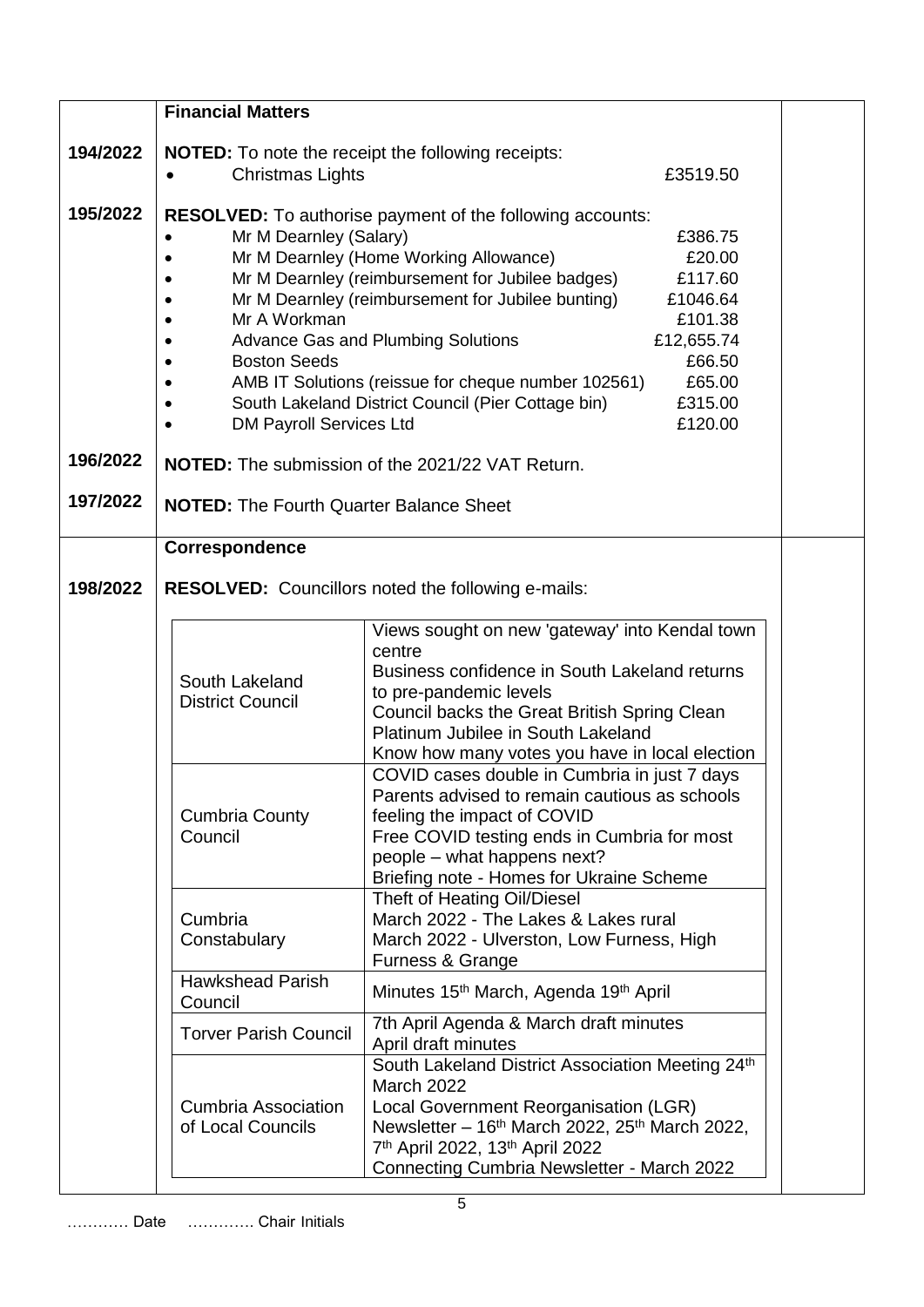**Financial Matters**

**194/2022**

**NOTED:** To note the receipt the following receipts:

- Christmas Lights £3519.50

**195/2022**

**RESOLVED:** To authorise payment of the following accounts:

- Mr M Dearnley (Salary) £386.75
- Mr M Dearnley (Home Working Allowance) £20.00
- Mr M Dearnley (reimbursement for Jubilee badges) £117.60
- Mr M Dearnley (reimbursement for Jubilee bunting) £1046.64
- Mr A Workman £101.38
- Advance Gas and Plumbing Solutions £12,655.74
- Boston Seeds £66.50
- AMB IT Solutions (reissue for cheque number 102561) £65.00
- South Lakeland District Council (Pier Cottage bin) £315.00
- DM Payroll Services Ltd £120.00

**196/2022**

**NOTED:** The submission of the 2021/22 VAT Return.

**197/2022**

**NOTED:** The Fourth Quarter Balance Sheet

**Correspondence**

**198/2022**

**RESOLVED:** Councillors noted the following e-mails:

| | |
|---|---|
| South Lakeland District Council | Views sought on new 'gateway' into Kendal town centre<br>Business confidence in South Lakeland returns to pre-pandemic levels<br>Council backs the Great British Spring Clean<br>Platinum Jubilee in South Lakeland<br>Know how many votes you have in local election |
| Cumbria County Council | COVID cases double in Cumbria in just 7 days<br>Parents advised to remain cautious as schools feeling the impact of COVID<br>Free COVID testing ends in Cumbria for most people – what happens next?<br>Briefing note - Homes for Ukraine Scheme |
| Cumbria Constabulary | Theft of Heating Oil/Diesel<br>March 2022 - The Lakes & Lakes rural<br>March 2022 - Ulverston, Low Furness, High Furness & Grange |
| Hawkshead Parish Council | Minutes 15th March, Agenda 19th April |
| Torver Parish Council | 7th April Agenda & March draft minutes<br>April draft minutes |
| Cumbria Association of Local Councils | South Lakeland District Association Meeting 24th March 2022<br>Local Government Reorganisation (LGR) Newsletter – 16th March 2022, 25th March 2022, 7th April 2022, 13th April 2022<br>Connecting Cumbria Newsletter - March 2022 |

………… Date …………. Chair Initials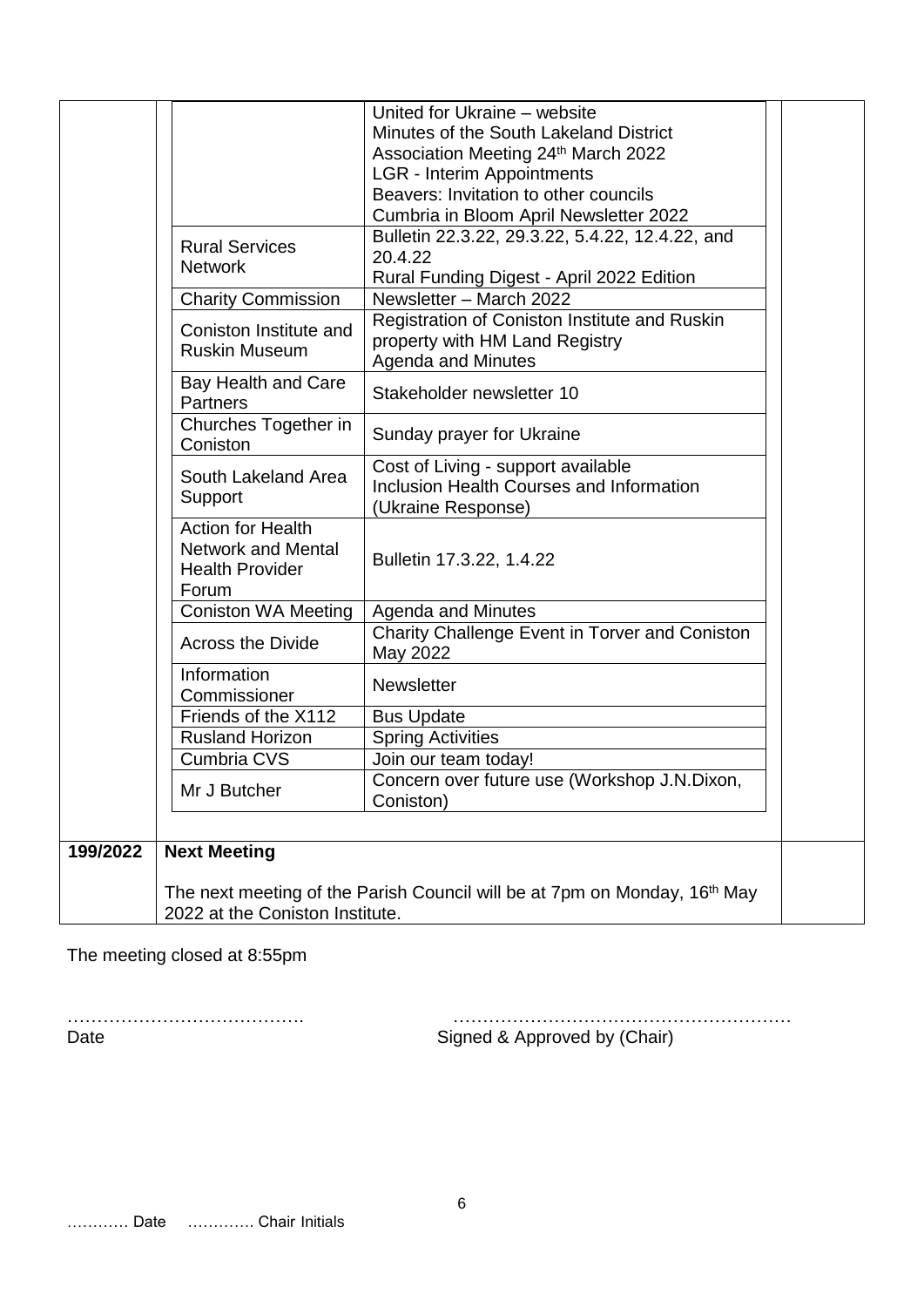| | | |
|---|---|---|
| | | United for Ukraine – website<br>Minutes of the South Lakeland District Association Meeting 24th March 2022<br>LGR - Interim Appointments<br>Beavers: Invitation to other councils<br>Cumbria in Bloom April Newsletter 2022 |
| | Rural Services Network | Bulletin 22.3.22, 29.3.22, 5.4.22, 12.4.22, and 20.4.22<br>Rural Funding Digest - April 2022 Edition |
| | Charity Commission | Newsletter – March 2022 |
| | Coniston Institute and Ruskin Museum | Registration of Coniston Institute and Ruskin property with HM Land Registry<br>Agenda and Minutes |
| | Bay Health and Care Partners | Stakeholder newsletter 10 |
| | Churches Together in Coniston | Sunday prayer for Ukraine |
| | South Lakeland Area Support | Cost of Living - support available<br>Inclusion Health Courses and Information (Ukraine Response) |
| | Action for Health Network and Mental Health Provider Forum | Bulletin 17.3.22, 1.4.22 |
| | Coniston WA Meeting | Agenda and Minutes |
| | Across the Divide | Charity Challenge Event in Torver and Coniston May 2022 |
| | Information Commissioner | Newsletter |
| | Friends of the X112 | Bus Update |
| | Rusland Horizon | Spring Activities |
| | Cumbria CVS | Join our team today! |
| | Mr J Butcher | Concern over future use (Workshop J.N.Dixon, Coniston) |
| **199/2022** | **Next Meeting**<br><br>The next meeting of the Parish Council will be at 7pm on Monday, 16th May 2022 at the Coniston Institute. | |

The meeting closed at 8:55pm

…………………………………. ……………………………………………………

Date Signed & Approved by (Chair)

………… Date …………. Chair Initials